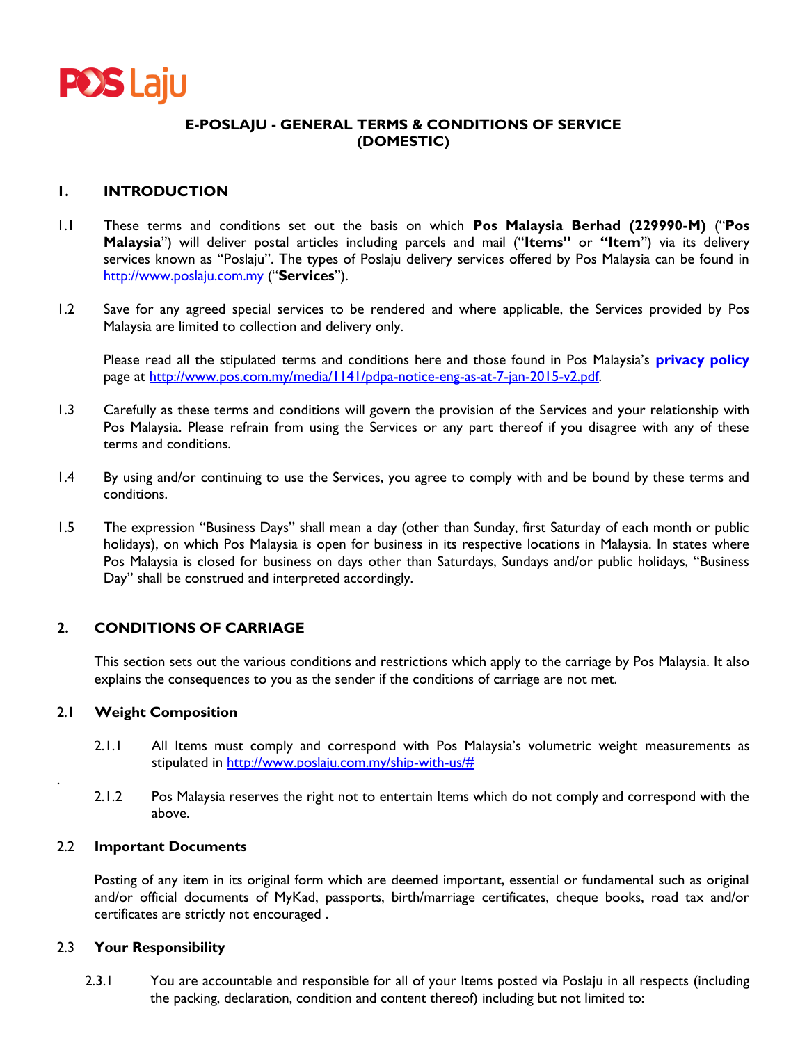# E-POSLAJU - GENERAL TERMS & CONDITIONS OF SERVICE (DOMESTIC)

## 1. INTRODUCTION

1.1 These terms and conditions set out the basis on which **Pos Malaysia Berhad (229990-M)** ("**Pos Malaysia**") will deliver postal articles including parcels and mail ("**Items"** or **"Item**") via its delivery services known as "Poslaju". The types of Poslaju delivery services offered by Pos Malaysia can be found in http://www.poslaju.com.my ("**Services**").

1.2 Save for any agreed special services to be rendered and where applicable, the Services provided by Pos Malaysia are limited to collection and delivery only.

Please read all the stipulated terms and conditions here and those found in Pos Malaysia's **privacy policy** page at http://www.pos.com.my/media/1141/pdpa-notice-eng-as-at-7-jan-2015-v2.pdf.

1.3 Carefully as these terms and conditions will govern the provision of the Services and your relationship with Pos Malaysia. Please refrain from using the Services or any part thereof if you disagree with any of these terms and conditions.

1.4 By using and/or continuing to use the Services, you agree to comply with and be bound by these terms and conditions.

1.5 The expression "Business Days" shall mean a day (other than Sunday, first Saturday of each month or public holidays), on which Pos Malaysia is open for business in its respective locations in Malaysia. In states where Pos Malaysia is closed for business on days other than Saturdays, Sundays and/or public holidays, "Business Day" shall be construed and interpreted accordingly.

## 2. CONDITIONS OF CARRIAGE

This section sets out the various conditions and restrictions which apply to the carriage by Pos Malaysia. It also explains the consequences to you as the sender if the conditions of carriage are not met.

### 2.1 Weight Composition

2.1.1 All Items must comply and correspond with Pos Malaysia's volumetric weight measurements as stipulated in http://www.poslaju.com.my/ship-with-us/#

2.1.2 Pos Malaysia reserves the right not to entertain Items which do not comply and correspond with the above.

### 2.2 Important Documents

Posting of any item in its original form which are deemed important, essential or fundamental such as original and/or official documents of MyKad, passports, birth/marriage certificates, cheque books, road tax and/or certificates are strictly not encouraged .

### 2.3 Your Responsibility

2.3.1 You are accountable and responsible for all of your Items posted via Poslaju in all respects (including the packing, declaration, condition and content thereof) including but not limited to: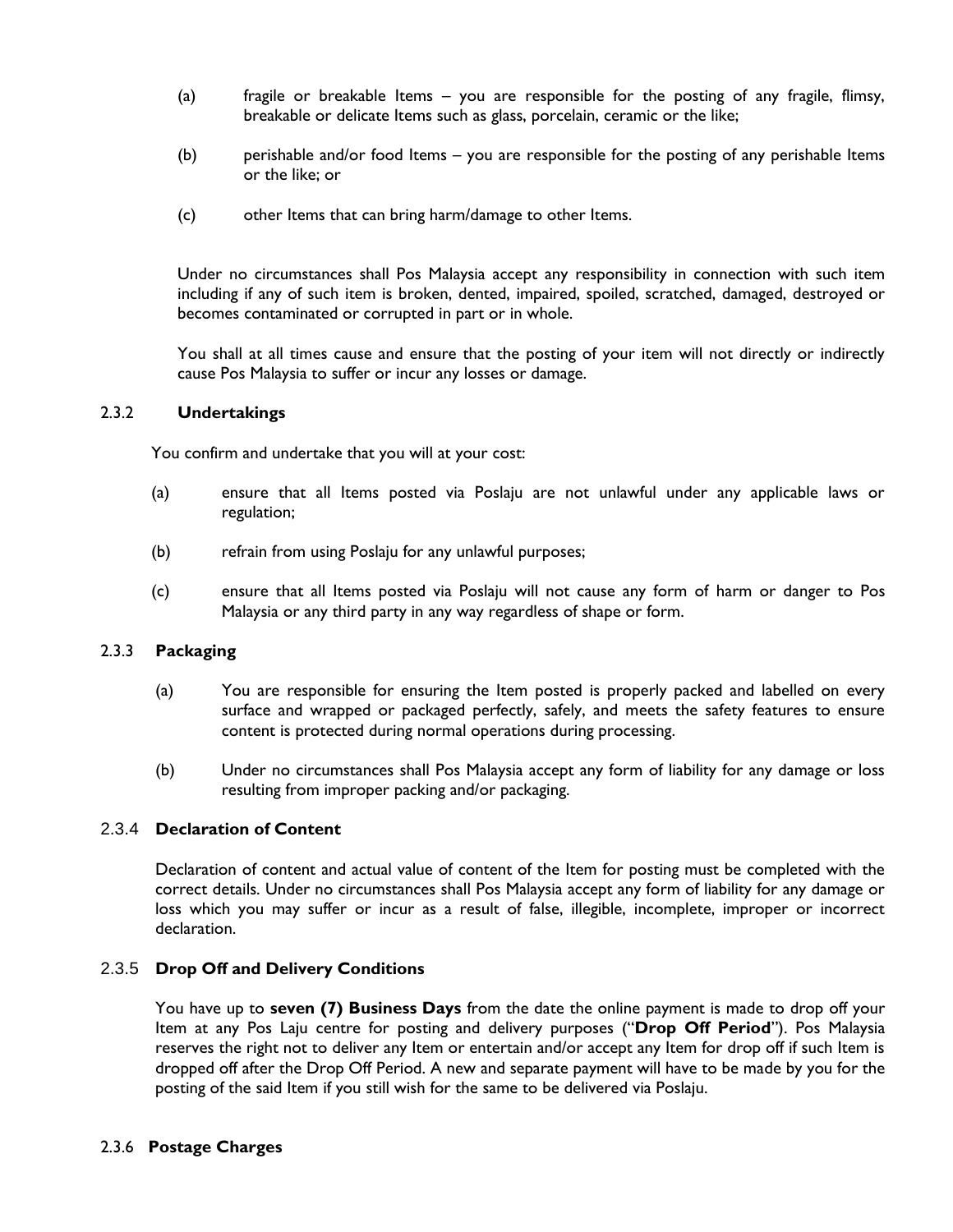(a) fragile or breakable Items – you are responsible for the posting of any fragile, flimsy, breakable or delicate Items such as glass, porcelain, ceramic or the like;

(b) perishable and/or food Items – you are responsible for the posting of any perishable Items or the like; or

(c) other Items that can bring harm/damage to other Items.

Under no circumstances shall Pos Malaysia accept any responsibility in connection with such item including if any of such item is broken, dented, impaired, spoiled, scratched, damaged, destroyed or becomes contaminated or corrupted in part or in whole.

You shall at all times cause and ensure that the posting of your item will not directly or indirectly cause Pos Malaysia to suffer or incur any losses or damage.

### 2.3.2 Undertakings

You confirm and undertake that you will at your cost:

(a) ensure that all Items posted via Poslaju are not unlawful under any applicable laws or regulation;

(b) refrain from using Poslaju for any unlawful purposes;

(c) ensure that all Items posted via Poslaju will not cause any form of harm or danger to Pos Malaysia or any third party in any way regardless of shape or form.

### 2.3.3 Packaging

(a) You are responsible for ensuring the Item posted is properly packed and labelled on every surface and wrapped or packaged perfectly, safely, and meets the safety features to ensure content is protected during normal operations during processing.

(b) Under no circumstances shall Pos Malaysia accept any form of liability for any damage or loss resulting from improper packing and/or packaging.

### 2.3.4 Declaration of Content

Declaration of content and actual value of content of the Item for posting must be completed with the correct details. Under no circumstances shall Pos Malaysia accept any form of liability for any damage or loss which you may suffer or incur as a result of false, illegible, incomplete, improper or incorrect declaration.

### 2.3.5 Drop Off and Delivery Conditions

You have up to **seven (7) Business Days** from the date the online payment is made to drop off your Item at any Pos Laju centre for posting and delivery purposes ("**Drop Off Period**"). Pos Malaysia reserves the right not to deliver any Item or entertain and/or accept any Item for drop off if such Item is dropped off after the Drop Off Period. A new and separate payment will have to be made by you for the posting of the said Item if you still wish for the same to be delivered via Poslaju.

### 2.3.6 Postage Charges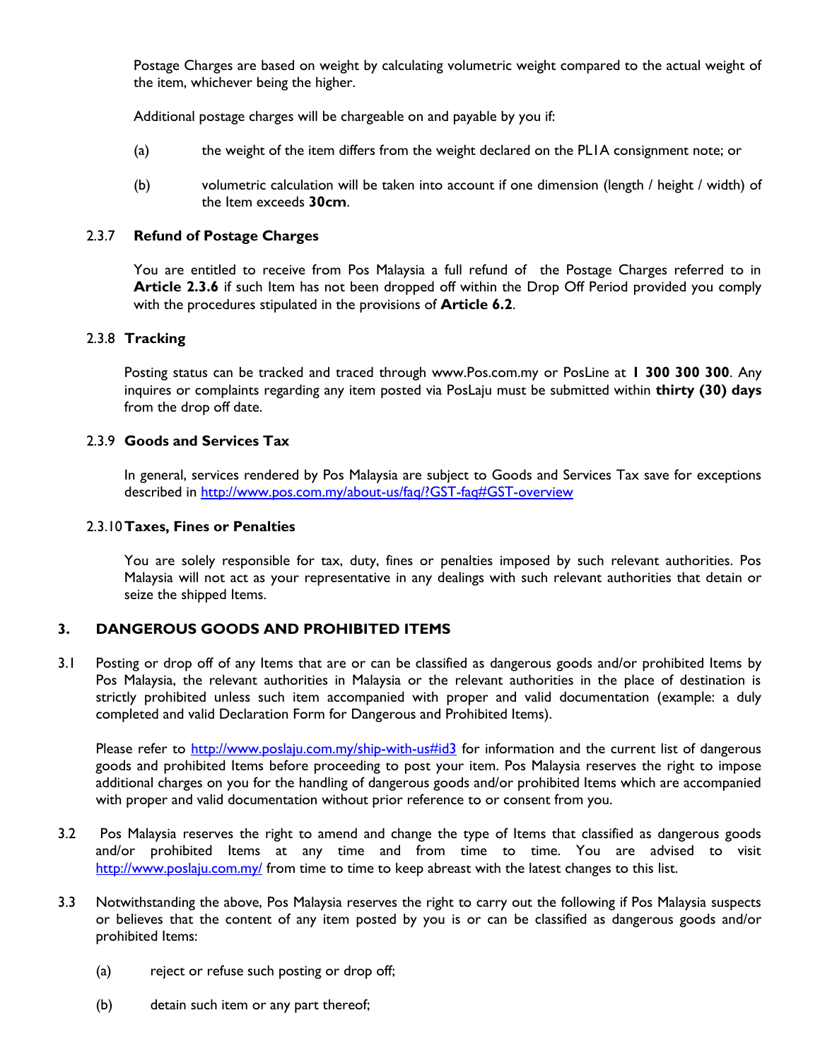Postage Charges are based on weight by calculating volumetric weight compared to the actual weight of the item, whichever being the higher.

Additional postage charges will be chargeable on and payable by you if:

(a) the weight of the item differs from the weight declared on the PL1A consignment note; or

(b) volumetric calculation will be taken into account if one dimension (length / height / width) of the Item exceeds **30cm**.

#### 2.3.7 Refund of Postage Charges

You are entitled to receive from Pos Malaysia a full refund of the Postage Charges referred to in **Article 2.3.6** if such Item has not been dropped off within the Drop Off Period provided you comply with the procedures stipulated in the provisions of **Article 6.2**.

#### 2.3.8 Tracking

Posting status can be tracked and traced through www.Pos.com.my or PosLine at **1 300 300 300**. Any inquires or complaints regarding any item posted via PosLaju must be submitted within **thirty (30) days** from the drop off date.

#### 2.3.9 Goods and Services Tax

In general, services rendered by Pos Malaysia are subject to Goods and Services Tax save for exceptions described in http://www.pos.com.my/about-us/faq/?GST-faq#GST-overview

#### 2.3.10 Taxes, Fines or Penalties

You are solely responsible for tax, duty, fines or penalties imposed by such relevant authorities. Pos Malaysia will not act as your representative in any dealings with such relevant authorities that detain or seize the shipped Items.

## 3. DANGEROUS GOODS AND PROHIBITED ITEMS

3.1 Posting or drop off of any Items that are or can be classified as dangerous goods and/or prohibited Items by Pos Malaysia, the relevant authorities in Malaysia or the relevant authorities in the place of destination is strictly prohibited unless such item accompanied with proper and valid documentation (example: a duly completed and valid Declaration Form for Dangerous and Prohibited Items).

Please refer to http://www.poslaju.com.my/ship-with-us#id3 for information and the current list of dangerous goods and prohibited Items before proceeding to post your item. Pos Malaysia reserves the right to impose additional charges on you for the handling of dangerous goods and/or prohibited Items which are accompanied with proper and valid documentation without prior reference to or consent from you.

3.2 Pos Malaysia reserves the right to amend and change the type of Items that classified as dangerous goods and/or prohibited Items at any time and from time to time. You are advised to visit http://www.poslaju.com.my/ from time to time to keep abreast with the latest changes to this list.

3.3 Notwithstanding the above, Pos Malaysia reserves the right to carry out the following if Pos Malaysia suspects or believes that the content of any item posted by you is or can be classified as dangerous goods and/or prohibited Items:

(a) reject or refuse such posting or drop off;

(b) detain such item or any part thereof;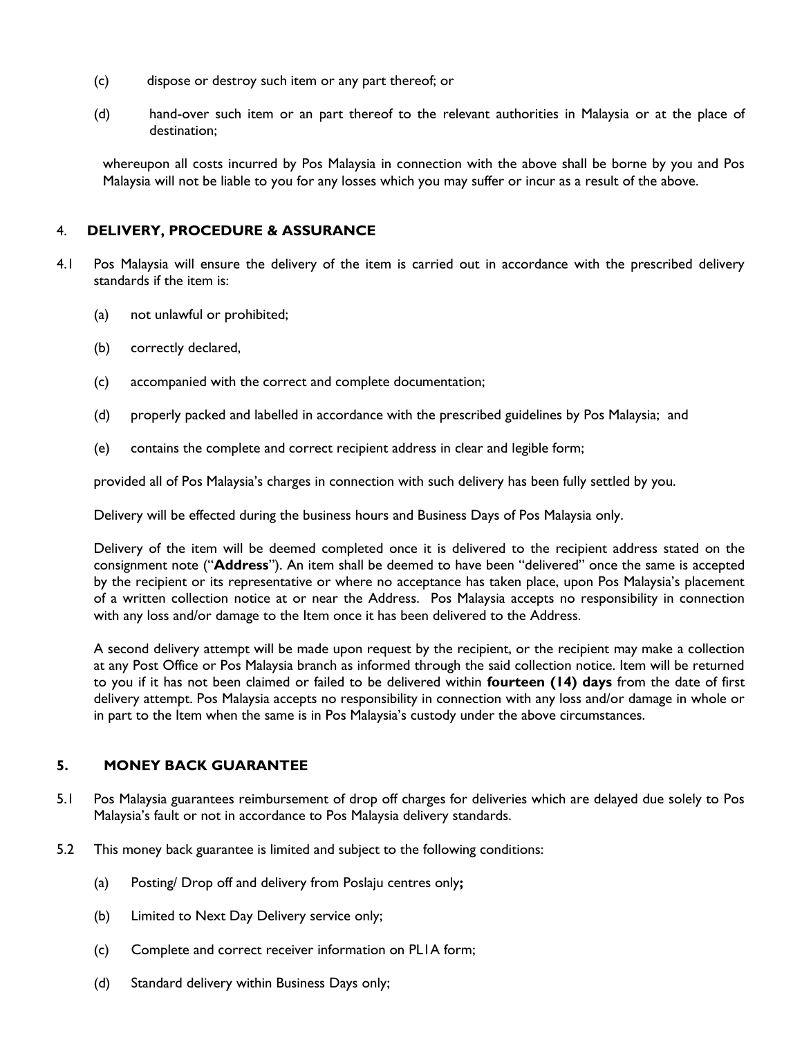(c) dispose or destroy such item or any part thereof; or

(d) hand-over such item or an part thereof to the relevant authorities in Malaysia or at the place of destination;

whereupon all costs incurred by Pos Malaysia in connection with the above shall be borne by you and Pos Malaysia will not be liable to you for any losses which you may suffer or incur as a result of the above.

## 4. DELIVERY, PROCEDURE & ASSURANCE

4.1 Pos Malaysia will ensure the delivery of the item is carried out in accordance with the prescribed delivery standards if the item is:

(a) not unlawful or prohibited;

(b) correctly declared,

(c) accompanied with the correct and complete documentation;

(d) properly packed and labelled in accordance with the prescribed guidelines by Pos Malaysia; and

(e) contains the complete and correct recipient address in clear and legible form;

provided all of Pos Malaysia's charges in connection with such delivery has been fully settled by you.

Delivery will be effected during the business hours and Business Days of Pos Malaysia only.

Delivery of the item will be deemed completed once it is delivered to the recipient address stated on the consignment note ("**Address**"). An item shall be deemed to have been "delivered" once the same is accepted by the recipient or its representative or where no acceptance has taken place, upon Pos Malaysia's placement of a written collection notice at or near the Address. Pos Malaysia accepts no responsibility in connection with any loss and/or damage to the Item once it has been delivered to the Address.

A second delivery attempt will be made upon request by the recipient, or the recipient may make a collection at any Post Office or Pos Malaysia branch as informed through the said collection notice. Item will be returned to you if it has not been claimed or failed to be delivered within **fourteen (14) days** from the date of first delivery attempt. Pos Malaysia accepts no responsibility in connection with any loss and/or damage in whole or in part to the Item when the same is in Pos Malaysia's custody under the above circumstances.

## 5. MONEY BACK GUARANTEE

5.1 Pos Malaysia guarantees reimbursement of drop off charges for deliveries which are delayed due solely to Pos Malaysia's fault or not in accordance to Pos Malaysia delivery standards.

5.2 This money back guarantee is limited and subject to the following conditions:

(a) Posting/ Drop off and delivery from Poslaju centres only**;**

(b) Limited to Next Day Delivery service only;

(c) Complete and correct receiver information on PL1A form;

(d) Standard delivery within Business Days only;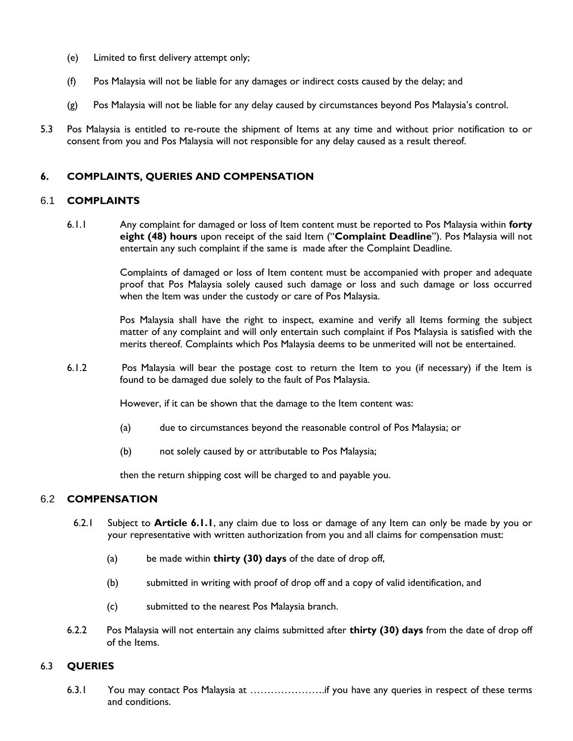(e) Limited to first delivery attempt only;

(f) Pos Malaysia will not be liable for any damages or indirect costs caused by the delay; and

(g) Pos Malaysia will not be liable for any delay caused by circumstances beyond Pos Malaysia's control.

5.3 Pos Malaysia is entitled to re-route the shipment of Items at any time and without prior notification to or consent from you and Pos Malaysia will not responsible for any delay caused as a result thereof.

## 6. COMPLAINTS, QUERIES AND COMPENSATION

### 6.1 COMPLAINTS

6.1.1 Any complaint for damaged or loss of Item content must be reported to Pos Malaysia within **forty eight (48) hours** upon receipt of the said Item ("**Complaint Deadline**"). Pos Malaysia will not entertain any such complaint if the same is made after the Complaint Deadline.

Complaints of damaged or loss of Item content must be accompanied with proper and adequate proof that Pos Malaysia solely caused such damage or loss and such damage or loss occurred when the Item was under the custody or care of Pos Malaysia.

Pos Malaysia shall have the right to inspect, examine and verify all Items forming the subject matter of any complaint and will only entertain such complaint if Pos Malaysia is satisfied with the merits thereof. Complaints which Pos Malaysia deems to be unmerited will not be entertained.

6.1.2 Pos Malaysia will bear the postage cost to return the Item to you (if necessary) if the Item is found to be damaged due solely to the fault of Pos Malaysia.

However, if it can be shown that the damage to the Item content was:

(a) due to circumstances beyond the reasonable control of Pos Malaysia; or

(b) not solely caused by or attributable to Pos Malaysia;

then the return shipping cost will be charged to and payable you.

### 6.2 COMPENSATION

6.2.1 Subject to **Article 6.1.1**, any claim due to loss or damage of any Item can only be made by you or your representative with written authorization from you and all claims for compensation must:

(a) be made within **thirty (30) days** of the date of drop off,

(b) submitted in writing with proof of drop off and a copy of valid identification, and

(c) submitted to the nearest Pos Malaysia branch.

6.2.2 Pos Malaysia will not entertain any claims submitted after **thirty (30) days** from the date of drop off of the Items.

### 6.3 QUERIES

6.3.1 You may contact Pos Malaysia at ………………….if you have any queries in respect of these terms and conditions.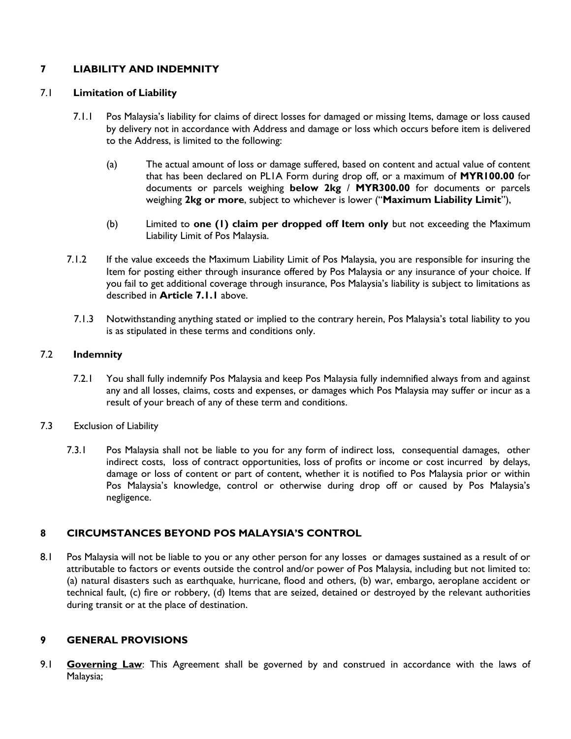## 7 LIABILITY AND INDEMNITY

### 7.1 Limitation of Liability

7.1.1 Pos Malaysia's liability for claims of direct losses for damaged or missing Items, damage or loss caused by delivery not in accordance with Address and damage or loss which occurs before item is delivered to the Address, is limited to the following:

(a) The actual amount of loss or damage suffered, based on content and actual value of content that has been declared on PL1A Form during drop off, or a maximum of **MYR100.00** for documents or parcels weighing **below 2kg** / **MYR300.00** for documents or parcels weighing **2kg or more**, subject to whichever is lower ("**Maximum Liability Limit**"),

(b) Limited to **one (1) claim per dropped off Item only** but not exceeding the Maximum Liability Limit of Pos Malaysia.

7.1.2 If the value exceeds the Maximum Liability Limit of Pos Malaysia, you are responsible for insuring the Item for posting either through insurance offered by Pos Malaysia or any insurance of your choice. If you fail to get additional coverage through insurance, Pos Malaysia's liability is subject to limitations as described in **Article 7.1.1** above.

7.1.3 Notwithstanding anything stated or implied to the contrary herein, Pos Malaysia's total liability to you is as stipulated in these terms and conditions only.

### 7.2 Indemnity

7.2.1 You shall fully indemnify Pos Malaysia and keep Pos Malaysia fully indemnified always from and against any and all losses, claims, costs and expenses, or damages which Pos Malaysia may suffer or incur as a result of your breach of any of these term and conditions.

### 7.3 Exclusion of Liability

7.3.1 Pos Malaysia shall not be liable to you for any form of indirect loss, consequential damages, other indirect costs, loss of contract opportunities, loss of profits or income or cost incurred by delays, damage or loss of content or part of content, whether it is notified to Pos Malaysia prior or within Pos Malaysia's knowledge, control or otherwise during drop off or caused by Pos Malaysia's negligence.

## 8 CIRCUMSTANCES BEYOND POS MALAYSIA'S CONTROL

8.1 Pos Malaysia will not be liable to you or any other person for any losses or damages sustained as a result of or attributable to factors or events outside the control and/or power of Pos Malaysia, including but not limited to: (a) natural disasters such as earthquake, hurricane, flood and others, (b) war, embargo, aeroplane accident or technical fault, (c) fire or robbery, (d) Items that are seized, detained or destroyed by the relevant authorities during transit or at the place of destination.

## 9 GENERAL PROVISIONS

9.1 **Governing Law**: This Agreement shall be governed by and construed in accordance with the laws of Malaysia;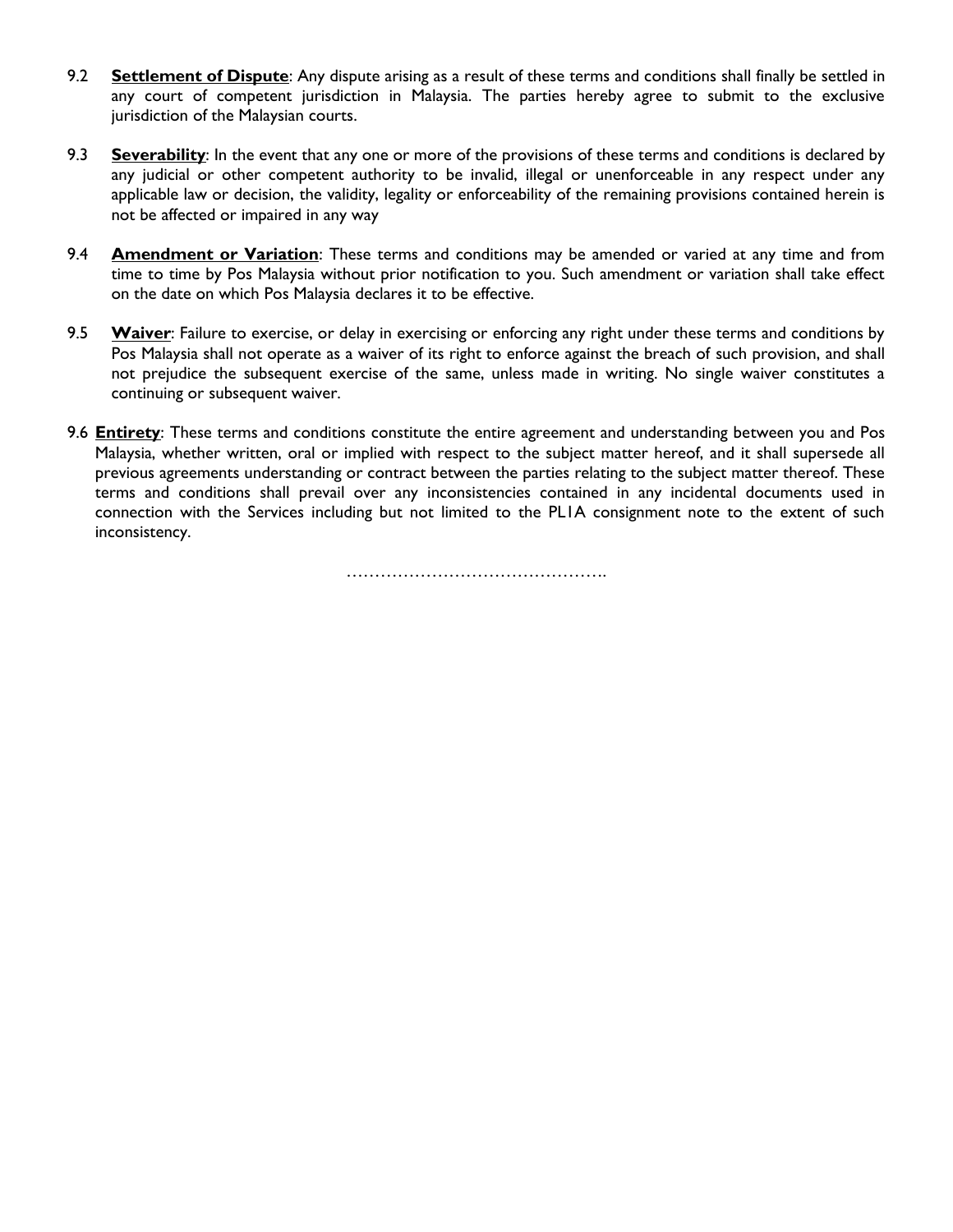9.2 **Settlement of Dispute**: Any dispute arising as a result of these terms and conditions shall finally be settled in any court of competent jurisdiction in Malaysia. The parties hereby agree to submit to the exclusive jurisdiction of the Malaysian courts.

9.3 **Severability**: In the event that any one or more of the provisions of these terms and conditions is declared by any judicial or other competent authority to be invalid, illegal or unenforceable in any respect under any applicable law or decision, the validity, legality or enforceability of the remaining provisions contained herein is not be affected or impaired in any way

9.4 **Amendment or Variation**: These terms and conditions may be amended or varied at any time and from time to time by Pos Malaysia without prior notification to you. Such amendment or variation shall take effect on the date on which Pos Malaysia declares it to be effective.

9.5 **Waiver**: Failure to exercise, or delay in exercising or enforcing any right under these terms and conditions by Pos Malaysia shall not operate as a waiver of its right to enforce against the breach of such provision, and shall not prejudice the subsequent exercise of the same, unless made in writing. No single waiver constitutes a continuing or subsequent waiver.

9.6 **Entirety**: These terms and conditions constitute the entire agreement and understanding between you and Pos Malaysia, whether written, oral or implied with respect to the subject matter hereof, and it shall supersede all previous agreements understanding or contract between the parties relating to the subject matter thereof. These terms and conditions shall prevail over any inconsistencies contained in any incidental documents used in connection with the Services including but not limited to the PL1A consignment note to the extent of such inconsistency.

……………………………………….